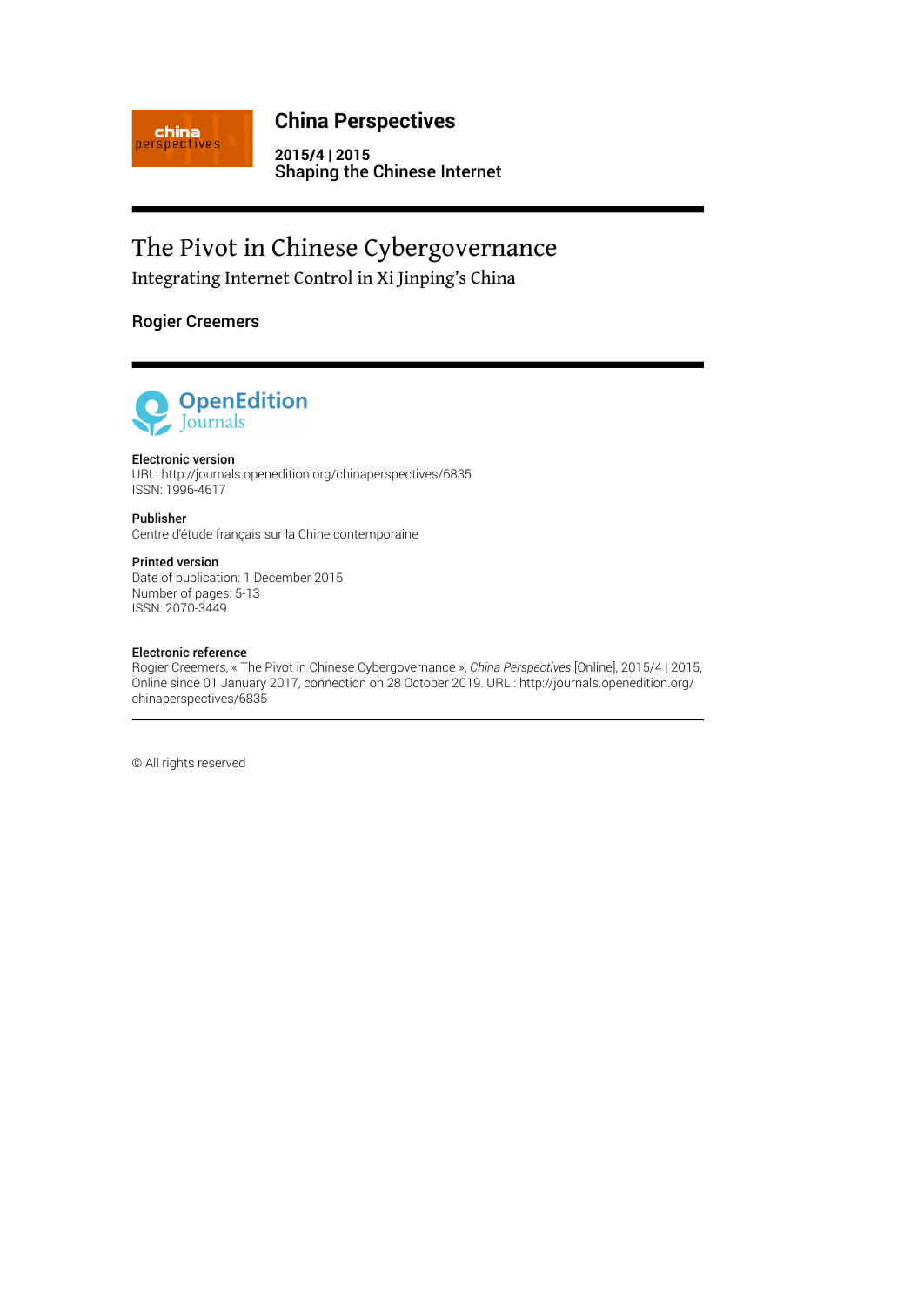**China Perspectives**

**2015/4 | 2015**
**Shaping the Chinese Internet**

# The Pivot in Chinese Cybergovernance

## Integrating Internet Control in Xi Jinping's China

**Rogier Creemers**

**Electronic version**
URL: http://journals.openedition.org/chinaperspectives/6835
ISSN: 1996-4617

**Publisher**
Centre d'étude français sur la Chine contemporaine

**Printed version**
Date of publication: 1 December 2015
Number of pages: 5-13
ISSN: 2070-3449

**Electronic reference**
Rogier Creemers, « The Pivot in Chinese Cybergovernance », *China Perspectives* [Online], 2015/4 | 2015, Online since 01 January 2017, connection on 28 October 2019. URL : http://journals.openedition.org/chinaperspectives/6835

© All rights reserved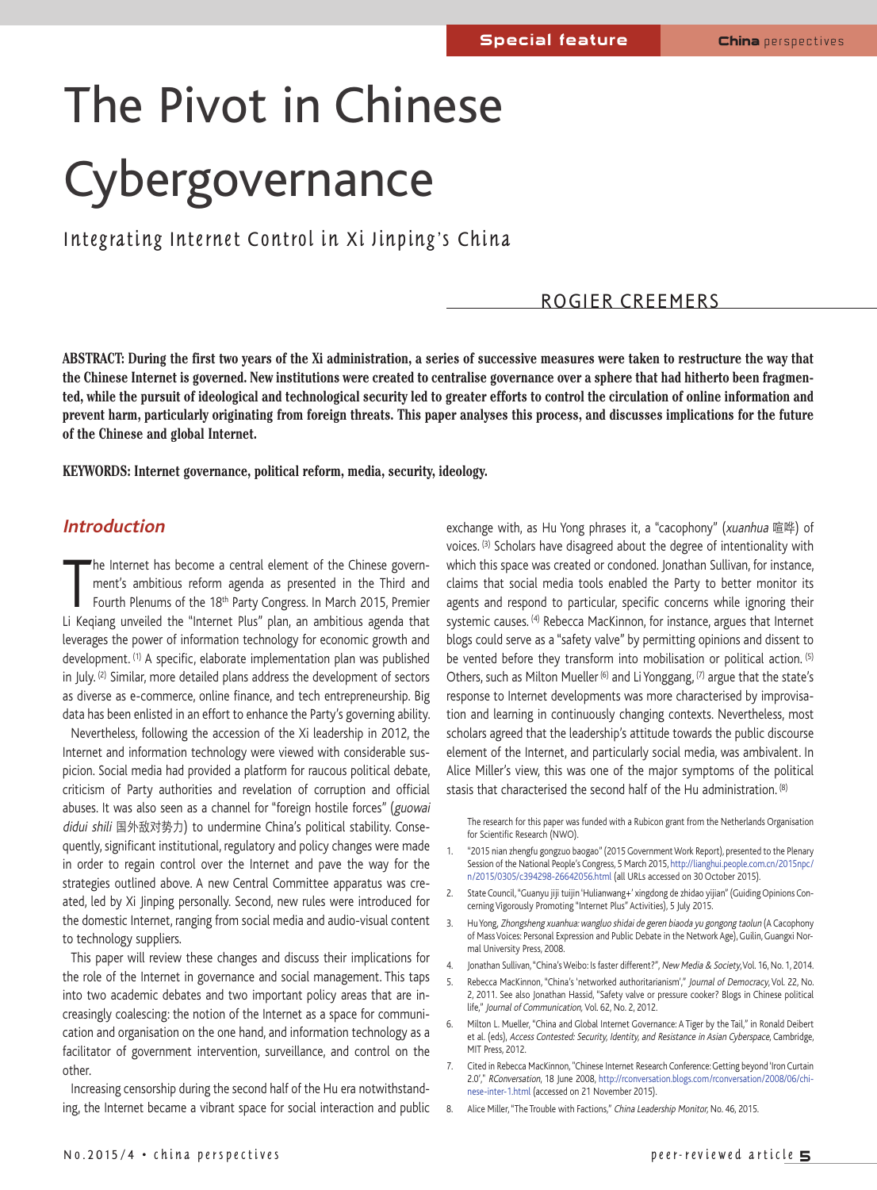# The Pivot in Chinese Cybergovernance

### Integrating Internet Control in Xi Jinping's China

ROGIER CREEMERS

**ABSTRACT: During the first two years of the Xi administration, a series of successive measures were taken to restructure the way that the Chinese Internet is governed. New institutions were created to centralise governance over a sphere that had hitherto been fragmented, while the pursuit of ideological and technological security led to greater efforts to control the circulation of online information and prevent harm, particularly originating from foreign threats. This paper analyses this process, and discusses implications for the future of the Chinese and global Internet.**

**KEYWORDS: Internet governance, political reform, media, security, ideology.**

## *Introduction*

The Internet has become a central element of the Chinese government's ambitious reform agenda as presented in the Third and Fourth Plenums of the 18th Party Congress. In March 2015, Premier Li Keqiang unveiled the "Internet Plus" plan, an ambitious agenda that leverages the power of information technology for economic growth and development.[1] A specific, elaborate implementation plan was published in July.[2] Similar, more detailed plans address the development of sectors as diverse as e-commerce, online finance, and tech entrepreneurship. Big data has been enlisted in an effort to enhance the Party's governing ability.

Nevertheless, following the accession of the Xi leadership in 2012, the Internet and information technology were viewed with considerable suspicion. Social media had provided a platform for raucous political debate, criticism of Party authorities and revelation of corruption and official abuses. It was also seen as a channel for "foreign hostile forces" (*guowai didui shili* 国外敌对势力) to undermine China's political stability. Consequently, significant institutional, regulatory and policy changes were made in order to regain control over the Internet and pave the way for the strategies outlined above. A new Central Committee apparatus was created, led by Xi Jinping personally. Second, new rules were introduced for the domestic Internet, ranging from social media and audio-visual content to technology suppliers.

This paper will review these changes and discuss their implications for the role of the Internet in governance and social management. This taps into two academic debates and two important policy areas that are increasingly coalescing: the notion of the Internet as a space for communication and organisation on the one hand, and information technology as a facilitator of government intervention, surveillance, and control on the other.

Increasing censorship during the second half of the Hu era notwithstanding, the Internet became a vibrant space for social interaction and public exchange with, as Hu Yong phrases it, a "cacophony" (*xuanhua* 喧哗) of voices.[3] Scholars have disagreed about the degree of intentionality with which this space was created or condoned. Jonathan Sullivan, for instance, claims that social media tools enabled the Party to better monitor its agents and respond to particular, specific concerns while ignoring their systemic causes.[4] Rebecca MacKinnon, for instance, argues that Internet blogs could serve as a "safety valve" by permitting opinions and dissent to be vented before they transform into mobilisation or political action.[5] Others, such as Milton Mueller[6] and Li Yonggang,[7] argue that the state's response to Internet developments was more characterised by improvisation and learning in continuously changing contexts. Nevertheless, most scholars agreed that the leadership's attitude towards the public discourse element of the Internet, and particularly social media, was ambivalent. In Alice Miller's view, this was one of the major symptoms of the political stasis that characterised the second half of the Hu administration.[8]

The research for this paper was funded with a Rubicon grant from the Netherlands Organisation for Scientific Research (NWO).

1. "2015 nian zhengfu gongzuo baogao" (2015 Government Work Report), presented to the Plenary Session of the National People's Congress, 5 March 2015, http://lianghui.people.com.cn/2015npc/n/2015/0305/c394298-26642056.html (all URLs accessed on 30 October 2015).
2. State Council, "Guanyu jiji tuijin 'Hulianwang+' xingdong de zhidao yijian" (Guiding Opinions Concerning Vigorously Promoting "Internet Plus" Activities), 5 July 2015.
3. Hu Yong, *Zhongsheng xuanhua: wangluo shidai de geren biaoda yu gongong taolun* (A Cacophony of Mass Voices: Personal Expression and Public Debate in the Network Age), Guilin, Guangxi Normal University Press, 2008.
4. Jonathan Sullivan, "China's Weibo: Is faster different?", *New Media & Society*, Vol. 16, No. 1, 2014.
5. Rebecca MacKinnon, "China's 'networked authoritarianism'," *Journal of Democracy*, Vol. 22, No. 2, 2011. See also Jonathan Hassid, "Safety valve or pressure cooker? Blogs in Chinese political life," *Journal of Communication*, Vol. 62, No. 2, 2012.
6. Milton L. Mueller, "China and Global Internet Governance: A Tiger by the Tail," in Ronald Deibert et al. (eds), *Access Contested: Security, Identity, and Resistance in Asian Cyberspace*, Cambridge, MIT Press, 2012.
7. Cited in Rebecca MacKinnon, "Chinese Internet Research Conference: Getting beyond 'Iron Curtain 2.0'," *RConversation*, 18 June 2008, http://rconversation.blogs.com/rconversation/2008/06/chinese-inter-1.html (accessed on 21 November 2015).
8. Alice Miller, "The Trouble with Factions," *China Leadership Monitor*, No. 46, 2015.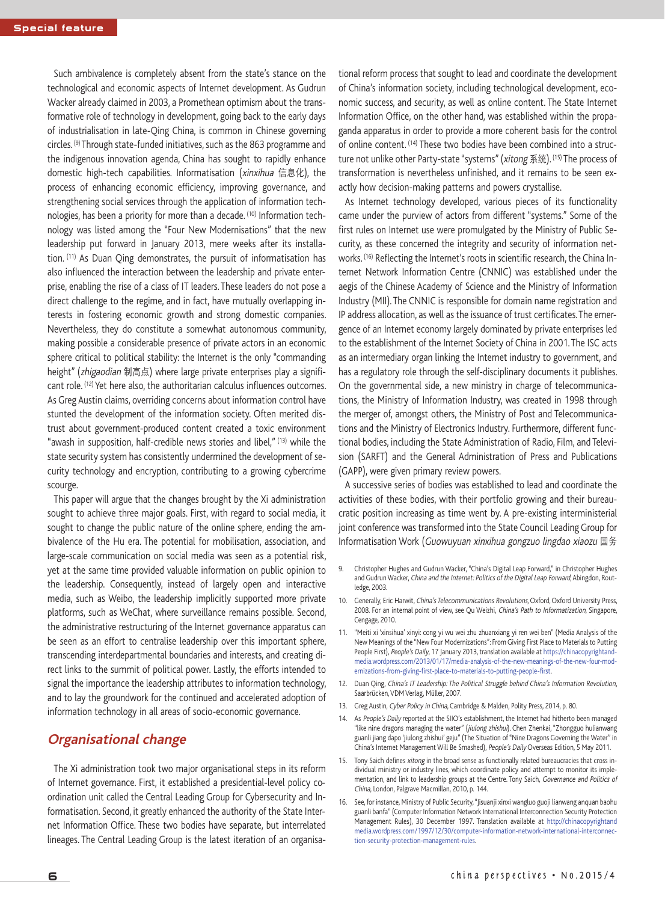Such ambivalence is completely absent from the state's stance on the technological and economic aspects of Internet development. As Gudrun Wacker already claimed in 2003, a Promethean optimism about the transformative role of technology in development, going back to the early days of industrialisation in late-Qing China, is common in Chinese governing circles. [9] Through state-funded initiatives, such as the 863 programme and the indigenous innovation agenda, China has sought to rapidly enhance domestic high-tech capabilities. Informatisation (*xinxihua* 信息化), the process of enhancing economic efficiency, improving governance, and strengthening social services through the application of information technologies, has been a priority for more than a decade. [10] Information technology was listed among the "Four New Modernisations" that the new leadership put forward in January 2013, mere weeks after its installation. [11] As Duan Qing demonstrates, the pursuit of informatisation has also influenced the interaction between the leadership and private enterprise, enabling the rise of a class of IT leaders. These leaders do not pose a direct challenge to the regime, and in fact, have mutually overlapping interests in fostering economic growth and strong domestic companies. Nevertheless, they do constitute a somewhat autonomous community, making possible a considerable presence of private actors in an economic sphere critical to political stability: the Internet is the only "commanding height" (*zhigaodian* 制高点) where large private enterprises play a significant role. [12] Yet here also, the authoritarian calculus influences outcomes. As Greg Austin claims, overriding concerns about information control have stunted the development of the information society. Often merited distrust about government-produced content created a toxic environment "awash in supposition, half-credible news stories and libel," [13] while the state security system has consistently undermined the development of security technology and encryption, contributing to a growing cybercrime scourge.

This paper will argue that the changes brought by the Xi administration sought to achieve three major goals. First, with regard to social media, it sought to change the public nature of the online sphere, ending the ambivalence of the Hu era. The potential for mobilisation, association, and large-scale communication on social media was seen as a potential risk, yet at the same time provided valuable information on public opinion to the leadership. Consequently, instead of largely open and interactive media, such as Weibo, the leadership implicitly supported more private platforms, such as WeChat, where surveillance remains possible. Second, the administrative restructuring of the Internet governance apparatus can be seen as an effort to centralise leadership over this important sphere, transcending interdepartmental boundaries and interests, and creating direct links to the summit of political power. Lastly, the efforts intended to signal the importance the leadership attributes to information technology, and to lay the groundwork for the continued and accelerated adoption of information technology in all areas of socio-economic governance.

## Organisational change

The Xi administration took two major organisational steps in its reform of Internet governance. First, it established a presidential-level policy coordination unit called the Central Leading Group for Cybersecurity and Informatisation. Second, it greatly enhanced the authority of the State Internet Information Office. These two bodies have separate, but interrelated lineages. The Central Leading Group is the latest iteration of an organisational reform process that sought to lead and coordinate the development of China's information society, including technological development, economic success, and security, as well as online content. The State Internet Information Office, on the other hand, was established within the propaganda apparatus in order to provide a more coherent basis for the control of online content. [14] These two bodies have been combined into a structure not unlike other Party-state "systems" (*xitong* 系统). [15] The process of transformation is nevertheless unfinished, and it remains to be seen exactly how decision-making patterns and powers crystallise.

As Internet technology developed, various pieces of its functionality came under the purview of actors from different "systems." Some of the first rules on Internet use were promulgated by the Ministry of Public Security, as these concerned the integrity and security of information networks. [16] Reflecting the Internet's roots in scientific research, the China Internet Network Information Centre (CNNIC) was established under the aegis of the Chinese Academy of Science and the Ministry of Information Industry (MII). The CNNIC is responsible for domain name registration and IP address allocation, as well as the issuance of trust certificates. The emergence of an Internet economy largely dominated by private enterprises led to the establishment of the Internet Society of China in 2001. The ISC acts as an intermediary organ linking the Internet industry to government, and has a regulatory role through the self-disciplinary documents it publishes. On the governmental side, a new ministry in charge of telecommunications, the Ministry of Information Industry, was created in 1998 through the merger of, amongst others, the Ministry of Post and Telecommunications and the Ministry of Electronics Industry. Furthermore, different functional bodies, including the State Administration of Radio, Film, and Television (SARFT) and the General Administration of Press and Publications (GAPP), were given primary review powers.

A successive series of bodies was established to lead and coordinate the activities of these bodies, with their portfolio growing and their bureaucratic position increasing as time went by. A pre-existing interministerial joint conference was transformed into the State Council Leading Group for Informatisation Work (*Guowuyuan xinxihua gongzuo lingdao xiaozu* 国务

9. Christopher Hughes and Gudrun Wacker, "China's Digital Leap Forward," in Christopher Hughes and Gudrun Wacker, *China and the Internet: Politics of the Digital Leap Forward*, Abingdon, Routledge, 2003.
10. Generally, Eric Harwit, *China's Telecommunications Revolutions*, Oxford, Oxford University Press, 2008. For an internal point of view, see Qu Weizhi, *China's Path to Informatization*, Singapore, Cengage, 2010.
11. "Meiti xi 'xinsihua' xinyi: cong yi wu wei zhu zhuanxiang yi ren wei ben" (Media Analysis of the New Meanings of the "New Four Modernizations": From Giving First Place to Materials to Putting People First), *People's Daily*, 17 January 2013, translation available at https://chinacopyrightandmedia.wordpress.com/2013/01/17/media-analysis-of-the-new-meanings-of-the-new-four-modernizations-from-giving-first-place-to-materials-to-putting-people-first.
12. Duan Qing, *China's IT Leadership: The Political Struggle behind China's Information Revolution*, Saarbrücken, VDM Verlag, Müller, 2007.
13. Greg Austin, *Cyber Policy in China*, Cambridge & Malden, Polity Press, 2014, p. 80.
14. As *People's Daily* reported at the SIIO's establishment, the Internet had hitherto been managed "like nine dragons managing the water" (*jiulong zhishui*). Chen Zhenkai, "Zhongguo hulianwang guanli jiang dapo 'jiulong zhishui' geju" (The Situation of "Nine Dragons Governing the Water" in China's Internet Management Will Be Smashed), *People's Daily* Overseas Edition, 5 May 2011.
15. Tony Saich defines *xitong* in the broad sense as functionally related bureaucracies that cross individual ministry or industry lines, which coordinate policy and attempt to monitor its implementation, and link to leadership groups at the Centre. Tony Saich, *Governance and Politics of China*, London, Palgrave Macmillan, 2010, p. 144.
16. See, for instance, Ministry of Public Security, "Jisuanji xinxi wangluo guoji lianwang anquan baohu guanli banfa" (Computer Information Network International Interconnection Security Protection Management Rules), 30 December 1997. Translation available at http://chinacopyrightandmedia.wordpress.com/1997/12/30/computer-information-network-international-interconnection-security-protection-management-rules.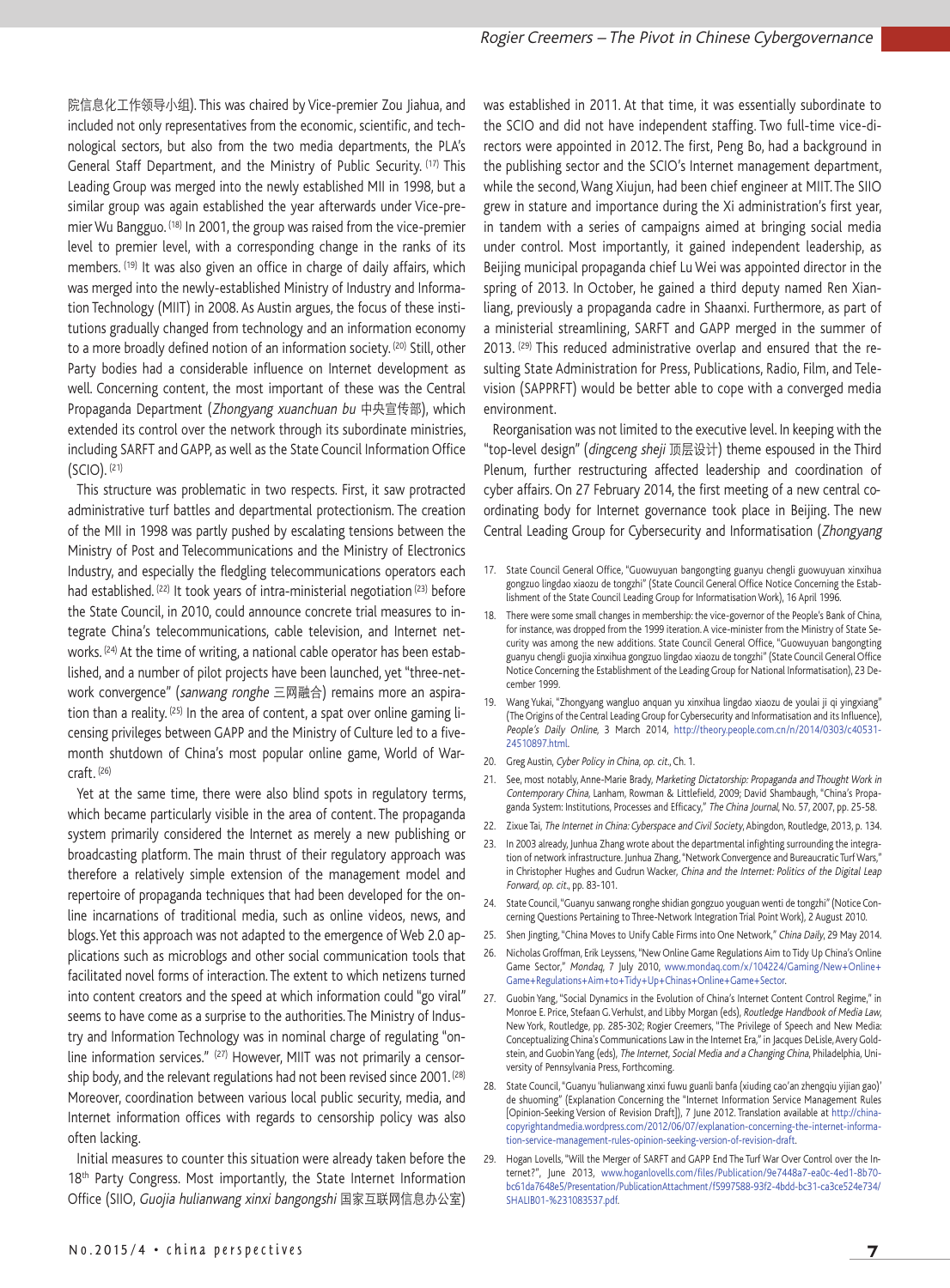院信息化工作领导小组). This was chaired by Vice-premier Zou Jiahua, and included not only representatives from the economic, scientific, and technological sectors, but also from the two media departments, the PLA's General Staff Department, and the Ministry of Public Security. [17] This Leading Group was merged into the newly established MII in 1998, but a similar group was again established the year afterwards under Vice-premier Wu Bangguo. [18] In 2001, the group was raised from the vice-premier level to premier level, with a corresponding change in the ranks of its members. [19] It was also given an office in charge of daily affairs, which was merged into the newly-established Ministry of Industry and Information Technology (MIIT) in 2008. As Austin argues, the focus of these institutions gradually changed from technology and an information economy to a more broadly defined notion of an information society. [20] Still, other Party bodies had a considerable influence on Internet development as well. Concerning content, the most important of these was the Central Propaganda Department (*Zhongyang xuanchuan bu* 中央宣传部), which extended its control over the network through its subordinate ministries, including SARFT and GAPP, as well as the State Council Information Office (SCIO). [21]

This structure was problematic in two respects. First, it saw protracted administrative turf battles and departmental protectionism. The creation of the MII in 1998 was partly pushed by escalating tensions between the Ministry of Post and Telecommunications and the Ministry of Electronics Industry, and especially the fledgling telecommunications operators each had established. [22] It took years of intra-ministerial negotiation [23] before the State Council, in 2010, could announce concrete trial measures to integrate China's telecommunications, cable television, and Internet networks. [24] At the time of writing, a national cable operator has been established, and a number of pilot projects have been launched, yet "three-network convergence" (*sanwang ronghe* 三网融合) remains more an aspiration than a reality. [25] In the area of content, a spat over online gaming licensing privileges between GAPP and the Ministry of Culture led to a five-month shutdown of China's most popular online game, World of Warcraft. [26]

Yet at the same time, there were also blind spots in regulatory terms, which became particularly visible in the area of content. The propaganda system primarily considered the Internet as merely a new publishing or broadcasting platform. The main thrust of their regulatory approach was therefore a relatively simple extension of the management model and repertoire of propaganda techniques that had been developed for the online incarnations of traditional media, such as online videos, news, and blogs. Yet this approach was not adapted to the emergence of Web 2.0 applications such as microblogs and other social communication tools that facilitated novel forms of interaction. The extent to which netizens turned into content creators and the speed at which information could "go viral" seems to have come as a surprise to the authorities. The Ministry of Industry and Information Technology was in nominal charge of regulating "online information services." [27] However, MIIT was not primarily a censorship body, and the relevant regulations had not been revised since 2001. [28] Moreover, coordination between various local public security, media, and Internet information offices with regards to censorship policy was also often lacking.

Initial measures to counter this situation were already taken before the 18th Party Congress. Most importantly, the State Internet Information Office (SIIO, *Guojia hulianwang xinxi bangongshi* 国家互联网信息办公室) was established in 2011. At that time, it was essentially subordinate to the SCIO and did not have independent staffing. Two full-time vice-directors were appointed in 2012. The first, Peng Bo, had a background in the publishing sector and the SCIO's Internet management department, while the second, Wang Xiujun, had been chief engineer at MIIT. The SIIO grew in stature and importance during the Xi administration's first year, in tandem with a series of campaigns aimed at bringing social media under control. Most importantly, it gained independent leadership, as Beijing municipal propaganda chief Lu Wei was appointed director in the spring of 2013. In October, he gained a third deputy named Ren Xianliang, previously a propaganda cadre in Shaanxi. Furthermore, as part of a ministerial streamlining, SARFT and GAPP merged in the summer of 2013. [29] This reduced administrative overlap and ensured that the resulting State Administration for Press, Publications, Radio, Film, and Television (SAPPRFT) would be better able to cope with a converged media environment.

Reorganisation was not limited to the executive level. In keeping with the "top-level design" (*dingceng sheji* 顶层设计) theme espoused in the Third Plenum, further restructuring affected leadership and coordination of cyber affairs. On 27 February 2014, the first meeting of a new central coordinating body for Internet governance took place in Beijing. The new Central Leading Group for Cybersecurity and Informatisation (*Zhongyang*

---

17. State Council General Office, "Guowuyuan bangongting guanyu chengli guowuyuan xinxihua gongzuo lingdao xiaozu de tongzhi" (State Council General Office Notice Concerning the Establishment of the State Council Leading Group for Informatisation Work), 16 April 1996.
18. There were some small changes in membership: the vice-governor of the People's Bank of China, for instance, was dropped from the 1999 iteration. A vice-minister from the Ministry of State Security was among the new additions. State Council General Office, "Guowuyuan bangongting guanyu chengli guojia xinxihua gongzuo lingdao xiaozu de tongzhi" (State Council General Office Notice Concerning the Establishment of the Leading Group for National Informatisation), 23 December 1999.
19. Wang Yukai, "Zhongyang wangluo anquan yu xinxihua lingdao xiaozu de youlai ji qi yingxiang" (The Origins of the Central Leading Group for Cybersecurity and Informatisation and its Influence), *People's Daily Online*, 3 March 2014, http://theory.people.com.cn/n/2014/0303/c40531-24510897.html.
20. Greg Austin, *Cyber Policy in China*, *op. cit.*, Ch. 1.
21. See, most notably, Anne-Marie Brady, *Marketing Dictatorship: Propaganda and Thought Work in Contemporary China*, Lanham, Rowman & Littlefield, 2009; David Shambaugh, "China's Propaganda System: Institutions, Processes and Efficacy," *The China Journal*, No. 57, 2007, pp. 25-58.
22. Zixue Tai, *The Internet in China: Cyberspace and Civil Society*, Abingdon, Routledge, 2013, p. 134.
23. In 2003 already, Junhua Zhang wrote about the departmental infighting surrounding the integration of network infrastructure. Junhua Zhang, "Network Convergence and Bureaucratic Turf Wars," in Christopher Hughes and Gudrun Wacker, *China and the Internet: Politics of the Digital Leap Forward*, *op. cit.*, pp. 83-101.
24. State Council, "Guanyu sanwang ronghe shidian gongzuo youguan wenti de tongzhi" (Notice Concerning Questions Pertaining to Three-Network Integration Trial Point Work), 2 August 2010.
25. Shen Jingting, "China Moves to Unify Cable Firms into One Network," *China Daily*, 29 May 2014.
26. Nicholas Groffman, Erik Leyssens, "New Online Game Regulations Aim to Tidy Up China's Online Game Sector," *Mondaq*, 7 July 2010, www.mondaq.com/x/104224/Gaming/New+Online+Game+Regulations+Aim+to+Tidy+Up+Chinas+Online+Game+Sector.
27. Guobin Yang, "Social Dynamics in the Evolution of China's Internet Content Control Regime," in Monroe E. Price, Stefaan G. Verhulst, and Libby Morgan (eds), *Routledge Handbook of Media Law*, New York, Routledge, pp. 285-302; Rogier Creemers, "The Privilege of Speech and New Media: Conceptualizing China's Communications Law in the Internet Era," in Jacques DeLisle, Avery Goldstein, and Guobin Yang (eds), *The Internet, Social Media and a Changing China*, Philadelphia, University of Pennsylvania Press, Forthcoming.
28. State Council, "Guanyu 'hulianwang xinxi fuwu guanli banfa (xiuding cao'an zhengqiu yijian gao)' de shuoming" (Explanation Concerning the "Internet Information Service Management Rules [Opinion-Seeking Version of Revision Draft]), 7 June 2012. Translation available at http://chinacopyrightandmedia.wordpress.com/2012/06/07/explanation-concerning-the-internet-information-service-management-rules-opinion-seeking-version-of-revision-draft.
29. Hogan Lovells, "Will the Merger of SARFT and GAPP End The Turf War Over Control over the Internet?", June 2013, www.hoganlovells.com/files/Publication/9e7448a7-ea0c-4ed1-8b70-bc61da7648e5/Presentation/PublicationAttachment/f5997588-93f2-4bdd-bc31-ca3ce524e734/SHALIB01-%231083537.pdf.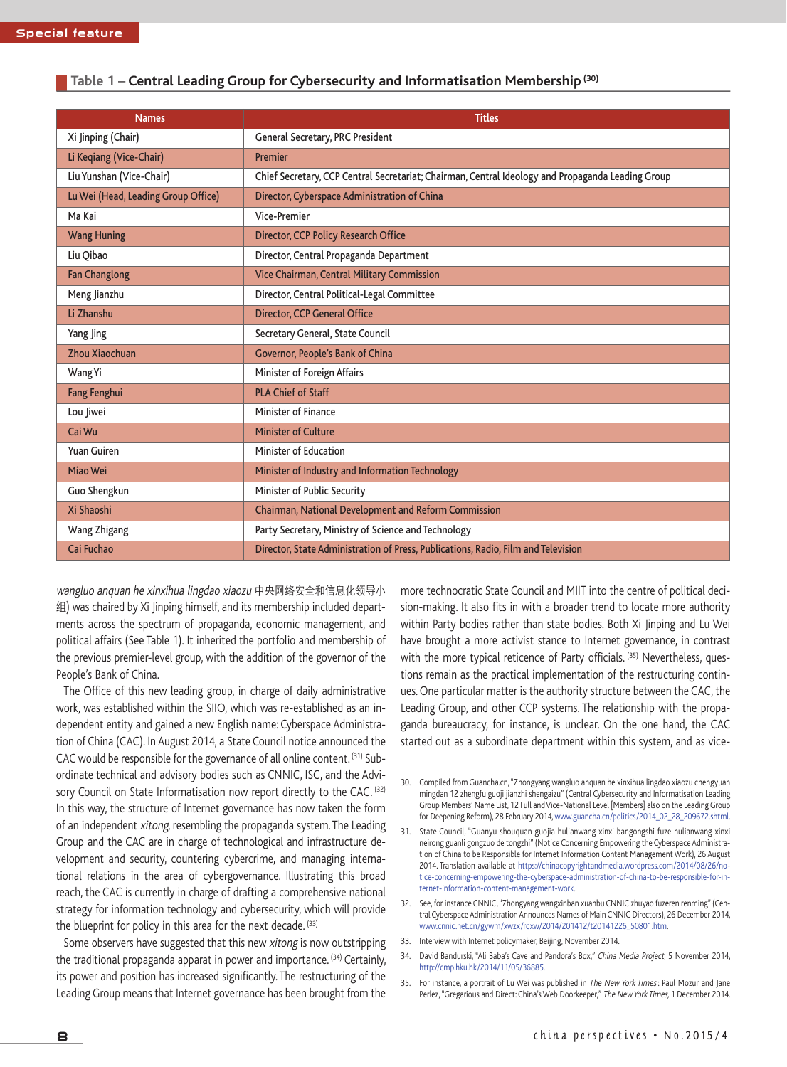### Table 1 – Central Leading Group for Cybersecurity and Informatisation Membership [30]

| Names | Titles |
|---|---|
| Xi Jinping (Chair) | General Secretary, PRC President |
| Li Keqiang (Vice-Chair) | Premier |
| Liu Yunshan (Vice-Chair) | Chief Secretary, CCP Central Secretariat; Chairman, Central Ideology and Propaganda Leading Group |
| Lu Wei (Head, Leading Group Office) | Director, Cyberspace Administration of China |
| Ma Kai | Vice-Premier |
| Wang Huning | Director, CCP Policy Research Office |
| Liu Qibao | Director, Central Propaganda Department |
| Fan Changlong | Vice Chairman, Central Military Commission |
| Meng Jianzhu | Director, Central Political-Legal Committee |
| Li Zhanshu | Director, CCP General Office |
| Yang Jing | Secretary General, State Council |
| Zhou Xiaochuan | Governor, People's Bank of China |
| Wang Yi | Minister of Foreign Affairs |
| Fang Fenghui | PLA Chief of Staff |
| Lou Jiwei | Minister of Finance |
| Cai Wu | Minister of Culture |
| Yuan Guiren | Minister of Education |
| Miao Wei | Minister of Industry and Information Technology |
| Guo Shengkun | Minister of Public Security |
| Xi Shaoshi | Chairman, National Development and Reform Commission |
| Wang Zhigang | Party Secretary, Ministry of Science and Technology |
| Cai Fuchao | Director, State Administration of Press, Publications, Radio, Film and Television |

*wangluo anquan he xinxihua lingdao xiaozu* 中央网络安全和信息化领导小组) was chaired by Xi Jinping himself, and its membership included departments across the spectrum of propaganda, economic management, and political affairs (See Table 1). It inherited the portfolio and membership of the previous premier-level group, with the addition of the governor of the People's Bank of China.

The Office of this new leading group, in charge of daily administrative work, was established within the SIIO, which was re-established as an independent entity and gained a new English name: Cyberspace Administration of China (CAC). In August 2014, a State Council notice announced the CAC would be responsible for the governance of all online content. [31] Subordinate technical and advisory bodies such as CNNIC, ISC, and the Advisory Council on State Informatisation now report directly to the CAC. [32] In this way, the structure of Internet governance has now taken the form of an independent *xitong*, resembling the propaganda system. The Leading Group and the CAC are in charge of technological and infrastructure development and security, countering cybercrime, and managing international relations in the area of cybergovernance. Illustrating this broad reach, the CAC is currently in charge of drafting a comprehensive national strategy for information technology and cybersecurity, which will provide the blueprint for policy in this area for the next decade. [33]

Some observers have suggested that this new *xitong* is now outstripping the traditional propaganda apparat in power and importance. [34] Certainly, its power and position has increased significantly. The restructuring of the Leading Group means that Internet governance has been brought from the more technocratic State Council and MIIT into the centre of political decision-making. It also fits in with a broader trend to locate more authority within Party bodies rather than state bodies. Both Xi Jinping and Lu Wei have brought a more activist stance to Internet governance, in contrast with the more typical reticence of Party officials. [35] Nevertheless, questions remain as the practical implementation of the restructuring continues. One particular matter is the authority structure between the CAC, the Leading Group, and other CCP systems. The relationship with the propaganda bureaucracy, for instance, is unclear. On the one hand, the CAC started out as a subordinate department within this system, and as vice-

30. Compiled from Guancha.cn, "Zhongyang wangluo anquan he xinxihua lingdao xiaozu chengyuan mingdan 12 zhengfu guoji jianzhi shengaizu" (Central Cybersecurity and Informatisation Leading Group Members' Name List, 12 Full and Vice-National Level [Members] also on the Leading Group for Deepening Reform), 28 February 2014, www.guancha.cn/politics/2014_02_28_209672.shtml.

31. State Council, "Guanyu shouquan guojia hulianwang xinxi bangongshi fuze hulianwang xinxi neirong guanli gongzuo de tongzhi" (Notice Concerning Empowering the Cyberspace Administration of China to be Responsible for Internet Information Content Management Work), 26 August 2014. Translation available at https://chinacopyrightandmedia.wordpress.com/2014/08/26/notice-concerning-empowering-the-cyberspace-administration-of-china-to-be-responsible-for-internet-information-content-management-work.

32. See, for instance CNNIC, "Zhongyang wangxinban xuanbu CNNIC zhuyao fuzeren renming" (Central Cyberspace Administration Announces Names of Main CNNIC Directors), 26 December 2014, www.cnnic.net.cn/gywm/xwzx/rdxw/2014/201412/t20141226_50801.htm.

33. Interview with Internet policymaker, Beijing, November 2014.

34. David Bandurski, "Ali Baba's Cave and Pandora's Box," *China Media Project*, 5 November 2014, http://cmp.hku.hk/2014/11/05/36885.

35. For instance, a portrait of Lu Wei was published in *The New York Times*: Paul Mozur and Jane Perlez, "Gregarious and Direct: China's Web Doorkeeper," *The New York Times*, 1 December 2014.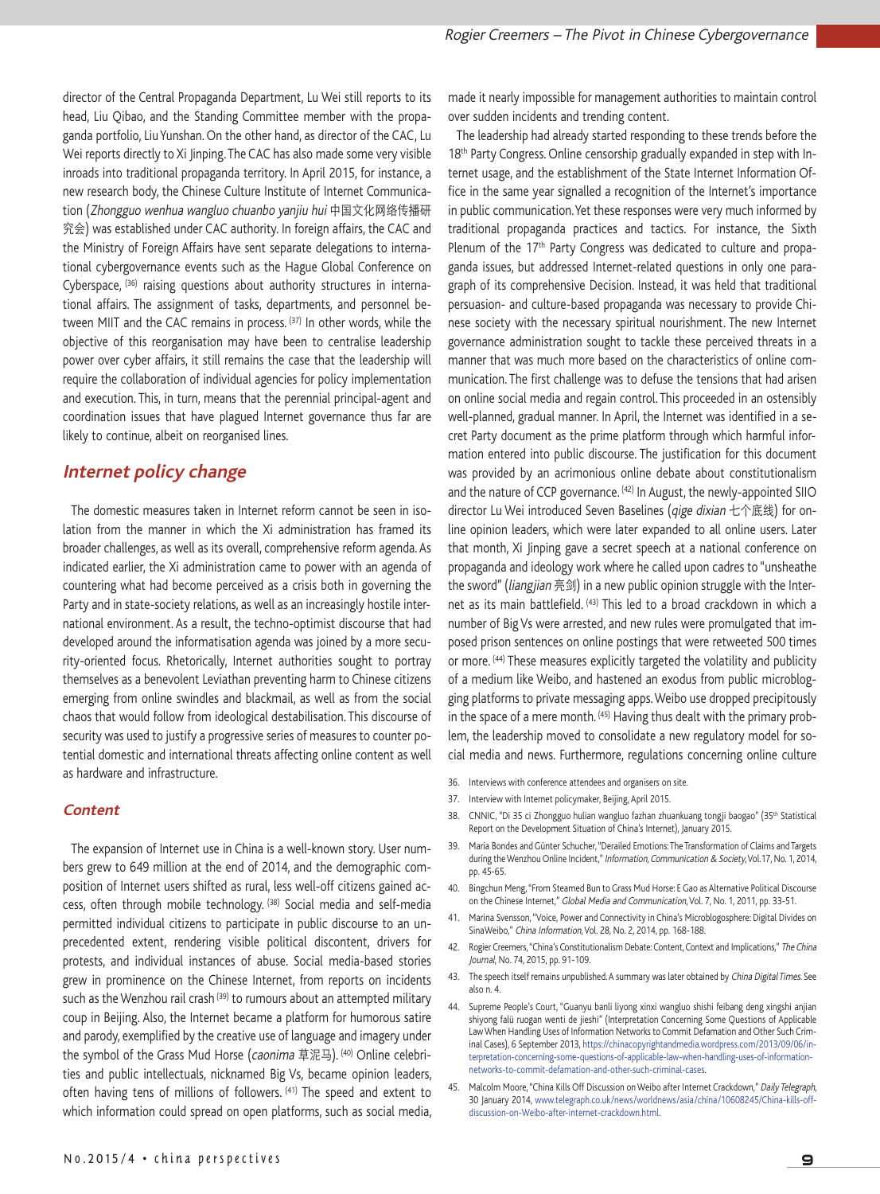director of the Central Propaganda Department, Lu Wei still reports to its head, Liu Qibao, and the Standing Committee member with the propaganda portfolio, Liu Yunshan. On the other hand, as director of the CAC, Lu Wei reports directly to Xi Jinping. The CAC has also made some very visible inroads into traditional propaganda territory. In April 2015, for instance, a new research body, the Chinese Culture Institute of Internet Communication (*Zhongguo wenhua wangluo chuanbo yanjiu hui* 中国文化网络传播研究会) was established under CAC authority. In foreign affairs, the CAC and the Ministry of Foreign Affairs have sent separate delegations to international cybergovernance events such as the Hague Global Conference on Cyberspace, [36] raising questions about authority structures in international affairs. The assignment of tasks, departments, and personnel between MIIT and the CAC remains in process. [37] In other words, while the objective of this reorganisation may have been to centralise leadership power over cyber affairs, it still remains the case that the leadership will require the collaboration of individual agencies for policy implementation and execution. This, in turn, means that the perennial principal-agent and coordination issues that have plagued Internet governance thus far are likely to continue, albeit on reorganised lines.

## Internet policy change

The domestic measures taken in Internet reform cannot be seen in isolation from the manner in which the Xi administration has framed its broader challenges, as well as its overall, comprehensive reform agenda. As indicated earlier, the Xi administration came to power with an agenda of countering what had become perceived as a crisis both in governing the Party and in state-society relations, as well as an increasingly hostile international environment. As a result, the techno-optimist discourse that had developed around the informatisation agenda was joined by a more security-oriented focus. Rhetorically, Internet authorities sought to portray themselves as a benevolent Leviathan preventing harm to Chinese citizens emerging from online swindles and blackmail, as well as from the social chaos that would follow from ideological destabilisation. This discourse of security was used to justify a progressive series of measures to counter potential domestic and international threats affecting online content as well as hardware and infrastructure.

### Content

The expansion of Internet use in China is a well-known story. User numbers grew to 649 million at the end of 2014, and the demographic composition of Internet users shifted as rural, less well-off citizens gained access, often through mobile technology. [38] Social media and self-media permitted individual citizens to participate in public discourse to an unprecedented extent, rendering visible political discontent, drivers for protests, and individual instances of abuse. Social media-based stories grew in prominence on the Chinese Internet, from reports on incidents such as the Wenzhou rail crash [39] to rumours about an attempted military coup in Beijing. Also, the Internet became a platform for humorous satire and parody, exemplified by the creative use of language and imagery under the symbol of the Grass Mud Horse (*caonima* 草泥马). [40] Online celebrities and public intellectuals, nicknamed Big Vs, became opinion leaders, often having tens of millions of followers. [41] The speed and extent to which information could spread on open platforms, such as social media, made it nearly impossible for management authorities to maintain control over sudden incidents and trending content.

The leadership had already started responding to these trends before the 18th Party Congress. Online censorship gradually expanded in step with Internet usage, and the establishment of the State Internet Information Office in the same year signalled a recognition of the Internet's importance in public communication. Yet these responses were very much informed by traditional propaganda practices and tactics. For instance, the Sixth Plenum of the 17th Party Congress was dedicated to culture and propaganda issues, but addressed Internet-related questions in only one paragraph of its comprehensive Decision. Instead, it was held that traditional persuasion- and culture-based propaganda was necessary to provide Chinese society with the necessary spiritual nourishment. The new Internet governance administration sought to tackle these perceived threats in a manner that was much more based on the characteristics of online communication. The first challenge was to defuse the tensions that had arisen on online social media and regain control. This proceeded in an ostensibly well-planned, gradual manner. In April, the Internet was identified in a secret Party document as the prime platform through which harmful information entered into public discourse. The justification for this document was provided by an acrimonious online debate about constitutionalism and the nature of CCP governance. [42] In August, the newly-appointed SIIO director Lu Wei introduced Seven Baselines (*qige dixian* 七个底线) for online opinion leaders, which were later expanded to all online users. Later that month, Xi Jinping gave a secret speech at a national conference on propaganda and ideology work where he called upon cadres to "unsheathe the sword" (*liangjian* 亮剑) in a new public opinion struggle with the Internet as its main battlefield. [43] This led to a broad crackdown in which a number of Big Vs were arrested, and new rules were promulgated that imposed prison sentences on online postings that were retweeted 500 times or more. [44] These measures explicitly targeted the volatility and publicity of a medium like Weibo, and hastened an exodus from public microblogging platforms to private messaging apps. Weibo use dropped precipitously in the space of a mere month. [45] Having thus dealt with the primary problem, the leadership moved to consolidate a new regulatory model for social media and news. Furthermore, regulations concerning online culture

36. Interviews with conference attendees and organisers on site.
37. Interview with Internet policymaker, Beijing, April 2015.
38. CNNIC, "Di 35 ci Zhongguo hulian wangluo fazhan zhuankuang tongji baogao" (35th Statistical Report on the Development Situation of China's Internet), January 2015.
39. Maria Bondes and Günter Schucher, "Derailed Emotions: The Transformation of Claims and Targets during the Wenzhou Online Incident," *Information, Communication & Society*, Vol. 17, No. 1, 2014, pp. 45-65.
40. Bingchun Meng, "From Steamed Bun to Grass Mud Horse: E Gao as Alternative Political Discourse on the Chinese Internet," *Global Media and Communication*, Vol. 7, No. 1, 2011, pp. 33-51.
41. Marina Svensson, "Voice, Power and Connectivity in China's Microblogosphere: Digital Divides on SinaWeibo," *China Information*, Vol. 28, No. 2, 2014, pp. 168-188.
42. Rogier Creemers, "China's Constitutionalism Debate: Content, Context and Implications," *The China Journal*, No. 74, 2015, pp. 91-109.
43. The speech itself remains unpublished. A summary was later obtained by *China Digital Times*. See also n. 4.
44. Supreme People's Court, "Guanyu banli liyong xinxi wangluo shishi feibang deng xingshi anjian shiyong falü ruogan wenti de jieshi" (Interpretation Concerning Some Questions of Applicable Law When Handling Uses of Information Networks to Commit Defamation and Other Such Criminal Cases), 6 September 2013, https://chinacopyrightandmedia.wordpress.com/2013/09/06/interpretation-concerning-some-questions-of-applicable-law-when-handling-uses-of-information-networks-to-commit-defamation-and-other-such-criminal-cases.
45. Malcolm Moore, "China Kills Off Discussion on Weibo after Internet Crackdown," *Daily Telegraph*, 30 January 2014, www.telegraph.co.uk/news/worldnews/asia/china/10608245/China-kills-off-discussion-on-Weibo-after-internet-crackdown.html.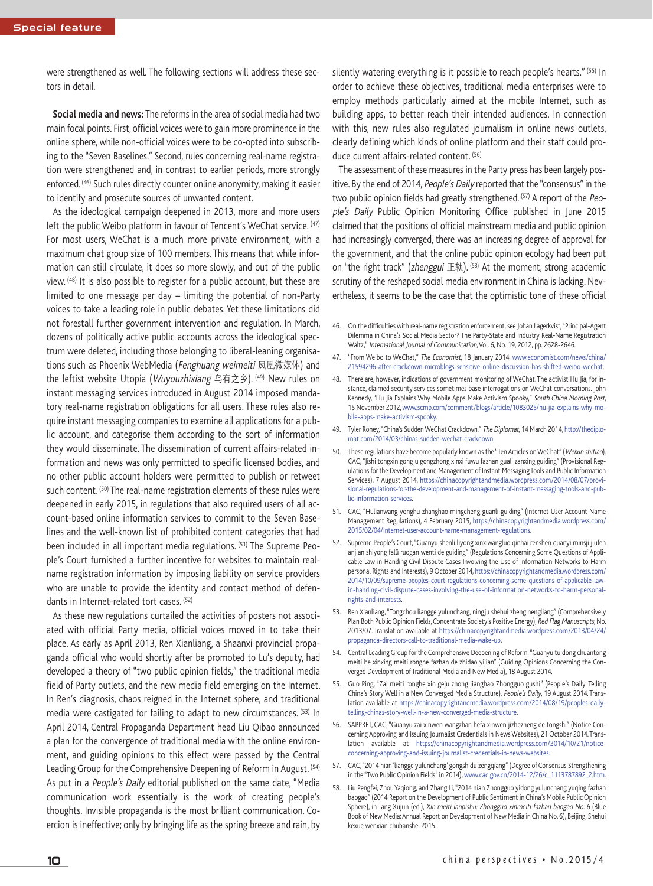were strengthened as well. The following sections will address these sectors in detail.

**Social media and news:** The reforms in the area of social media had two main focal points. First, official voices were to gain more prominence in the online sphere, while non-official voices were to be co-opted into subscribing to the "Seven Baselines." Second, rules concerning real-name registration were strengthened and, in contrast to earlier periods, more strongly enforced. [46] Such rules directly counter online anonymity, making it easier to identify and prosecute sources of unwanted content.

As the ideological campaign deepened in 2013, more and more users left the public Weibo platform in favour of Tencent's WeChat service. [47] For most users, WeChat is a much more private environment, with a maximum chat group size of 100 members. This means that while information can still circulate, it does so more slowly, and out of the public view. [48] It is also possible to register for a public account, but these are limited to one message per day – limiting the potential of non-Party voices to take a leading role in public debates. Yet these limitations did not forestall further government intervention and regulation. In March, dozens of politically active public accounts across the ideological spectrum were deleted, including those belonging to liberal-leaning organisations such as Phoenix WebMedia (*Fenghuang weimeiti* 凤凰微媒体) and the leftist website Utopia (*Wuyouzhixiang* 乌有之乡). [49] New rules on instant messaging services introduced in August 2014 imposed mandatory real-name registration obligations for all users. These rules also require instant messaging companies to examine all applications for a public account, and categorise them according to the sort of information they would disseminate. The dissemination of current affairs-related information and news was only permitted to specific licensed bodies, and no other public account holders were permitted to publish or retweet such content. [50] The real-name registration elements of these rules were deepened in early 2015, in regulations that also required users of all account-based online information services to commit to the Seven Baselines and the well-known list of prohibited content categories that had been included in all important media regulations. [51] The Supreme People's Court furnished a further incentive for websites to maintain real-name registration information by imposing liability on service providers who are unable to provide the identity and contact method of defendants in Internet-related tort cases. [52]

As these new regulations curtailed the activities of posters not associated with official Party media, official voices moved in to take their place. As early as April 2013, Ren Xianliang, a Shaanxi provincial propaganda official who would shortly after be promoted to Lu's deputy, had developed a theory of "two public opinion fields," the traditional media field of Party outlets, and the new media field emerging on the Internet. In Ren's diagnosis, chaos reigned in the Internet sphere, and traditional media were castigated for failing to adapt to new circumstances. [53] In April 2014, Central Propaganda Department head Liu Qibao announced a plan for the convergence of traditional media with the online environment, and guiding opinions to this effect were passed by the Central Leading Group for the Comprehensive Deepening of Reform in August. [54] As put in a *People's Daily* editorial published on the same date, "Media communication work essentially is the work of creating people's thoughts. Invisible propaganda is the most brilliant communication. Coercion is ineffective; only by bringing life as the spring breeze and rain, by silently watering everything is it possible to reach people's hearts." [55] In order to achieve these objectives, traditional media enterprises were to employ methods particularly aimed at the mobile Internet, such as building apps, to better reach their intended audiences. In connection with this, new rules also regulated journalism in online news outlets, clearly defining which kinds of online platform and their staff could produce current affairs-related content. [56]

The assessment of these measures in the Party press has been largely positive. By the end of 2014, *People's Daily* reported that the "consensus" in the two public opinion fields had greatly strengthened. [57] A report of the *People's Daily* Public Opinion Monitoring Office published in June 2015 claimed that the positions of official mainstream media and public opinion had increasingly converged, there was an increasing degree of approval for the government, and that the online public opinion ecology had been put on "the right track" (*zhenggui* 正轨). [58] At the moment, strong academic scrutiny of the reshaped social media environment in China is lacking. Nevertheless, it seems to be the case that the optimistic tone of these official

46. On the difficulties with real-name registration enforcement, see Johan Lagerkvist, "Principal-Agent Dilemma in China's Social Media Sector? The Party-State and Industry Real-Name Registration Waltz," *International Journal of Communication*, Vol. 6, No. 19, 2012, pp. 2628-2646.
47. "From Weibo to WeChat," *The Economist*, 18 January 2014, www.economist.com/news/china/21594296-after-crackdown-microblogs-sensitive-online-discussion-has-shifted-weibo-wechat.
48. There are, however, indications of government monitoring of WeChat. The activist Hu Jia, for instance, claimed security services sometimes base interrogations on WeChat conversations. John Kennedy, "Hu Jia Explains Why Mobile Apps Make Activism Spooky," *South China Morning Post*, 15 November 2012, www.scmp.com/comment/blogs/article/1083025/hu-jia-explains-why-mobile-apps-make-activism-spooky.
49. Tyler Roney, "China's Sudden WeChat Crackdown," *The Diplomat*, 14 March 2014, http://thediplomat.com/2014/03/chinas-sudden-wechat-crackdown.
50. These regulations have become popularly known as the "Ten Articles on WeChat" (*Weixin shitiao*). CAC, "Jishi tongxin gongju gongzhong xinxi fuwu fazhan guali zanxing guiding" (Provisional Regulations for the Development and Management of Instant Messaging Tools and Public Information Services), 7 August 2014, https://chinacopyrightandmedia.wordpress.com/2014/08/07/provisional-regulations-for-the-development-and-management-of-instant-messaging-tools-and-public-information-services.
51. CAC, "Hulianwang yonghu zhanghao mingcheng guanli guiding" (Internet User Account Name Management Regulations), 4 February 2015, https://chinacopyrightandmedia.wordpress.com/2015/02/04/internet-user-account-name-management-regulations.
52. Supreme People's Court, "Guanyu shenli liyong xinxiwangluo qinhai renshen quanyi minsji jiufen anjian shiyong falü ruogan wenti de guiding" (Regulations Concerning Some Questions of Applicable Law in Handing Civil Dispute Cases Involving the Use of Information Networks to Harm personal Rights and Interests), 9 October 2014, https://chinacopyrightandmedia.wordpress.com/2014/10/09/supreme-peoples-court-regulations-concerning-some-questions-of-applicable-law-in-handing-civil-dispute-cases-involving-the-use-of-information-networks-to-harm-personal-rights-and-interests.
53. Ren Xianliang, "Tongchou liangge yulunchang, ningju shehui zheng nengliang" (Comprehensively Plan Both Public Opinion Fields, Concentrate Society's Positive Energy), *Red Flag Manuscripts*, No. 2013/07. Translation available at https://chinacopyrightandmedia.wordpress.com/2013/04/24/propaganda-directors-call-to-traditional-media-wake-up.
54. Central Leading Group for the Comprehensive Deepening of Reform, "Guanyu tuidong chuantong meiti he xinxing meiti ronghe fazhan de zhidao yijian" (Guiding Opinions Concerning the Converged Development of Traditional Media and New Media), 18 August 2014.
55. Guo Ping, "Zai meiti ronghe xin geju zhong jianghao Zhongguo gushi" (People's Daily: Telling China's Story Well in a New Converged Media Structure), *People's Daily*, 19 August 2014. Translation available at https://chinacopyrightandmedia.wordpress.com/2014/08/19/peoples-daily-telling-chinas-story-well-in-a-new-converged-media-structure.
56. SAPPRFT, CAC, "Guanyu zai xinwen wangzhan hefa xinwen jizhezheng de tongshi" (Notice Concerning Approving and Issuing Journalist Credentials in News Websites), 21 October 2014. Translation available at https://chinacopyrightandmedia.wordpress.com/2014/10/21/notice-concerning-approving-and-issuing-journalist-credentials-in-news-websites.
57. CAC, "2014 nian 'liangge yulunchang' gongshidu zengqiang" (Degree of Consensus Strengthening in the "Two Public Opinion Fields" in 2014), www.cac.gov.cn/2014-12/26/c_1113787892_2.htm.
58. Liu Pengfei, Zhou Yaqiong, and Zhang Li, "2014 nian Zhongguo yidong yulunchang yuqing fazhan baogao" (2014 Report on the Development of Public Sentiment in China's Mobile Public Opinion Sphere), in Tang Xujun (ed.), *Xin meiti lanpishu: Zhongguo xinmeiti fazhan baogao No. 6* (Blue Book of New Media: Annual Report on Development of New Media in China No. 6), Beijing, Shehui kexue wenxian chubanshe, 2015.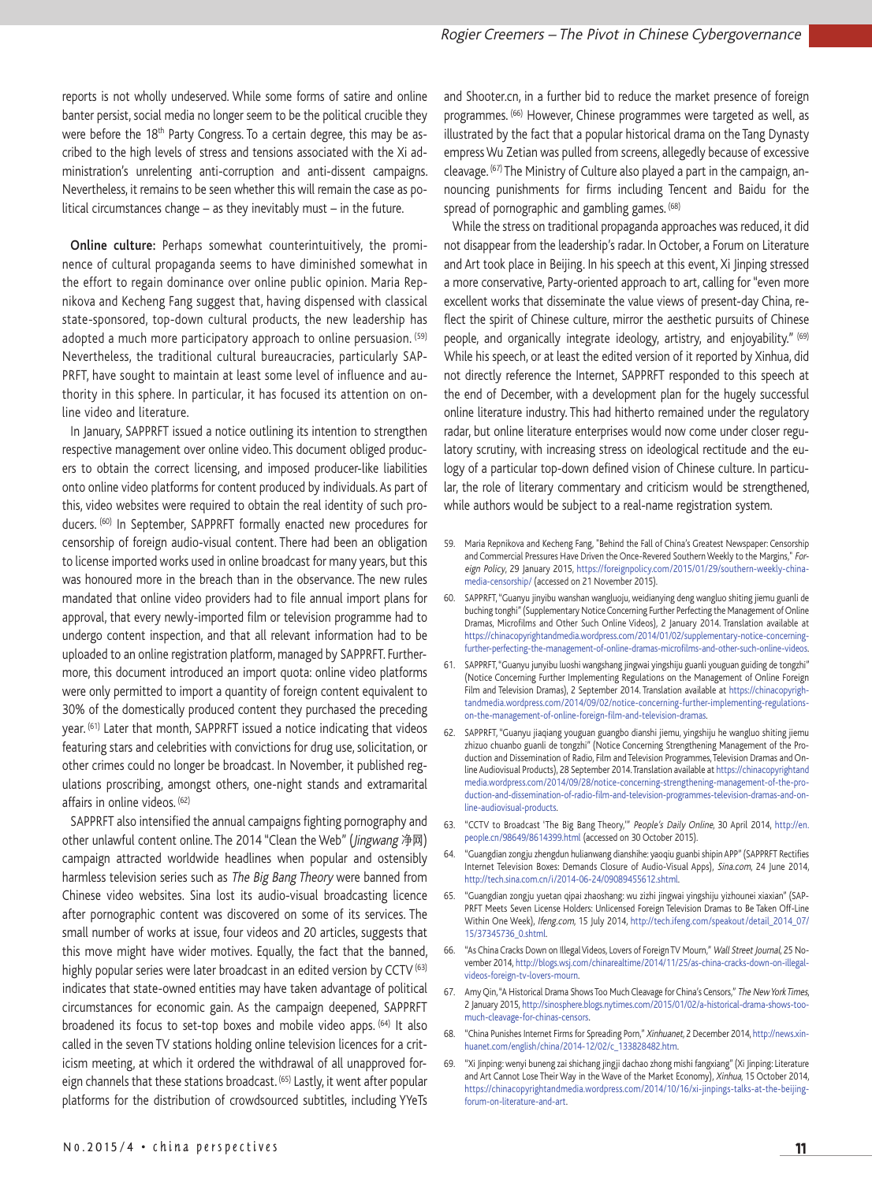reports is not wholly undeserved. While some forms of satire and online banter persist, social media no longer seem to be the political crucible they were before the 18th Party Congress. To a certain degree, this may be ascribed to the high levels of stress and tensions associated with the Xi administration's unrelenting anti-corruption and anti-dissent campaigns. Nevertheless, it remains to be seen whether this will remain the case as political circumstances change – as they inevitably must – in the future.

**Online culture:** Perhaps somewhat counterintuitively, the prominence of cultural propaganda seems to have diminished somewhat in the effort to regain dominance over online public opinion. Maria Repnikova and Kecheng Fang suggest that, having dispensed with classical state-sponsored, top-down cultural products, the new leadership has adopted a much more participatory approach to online persuasion. [59] Nevertheless, the traditional cultural bureaucracies, particularly SAPPRFT, have sought to maintain at least some level of influence and authority in this sphere. In particular, it has focused its attention on online video and literature.

In January, SAPPRFT issued a notice outlining its intention to strengthen respective management over online video. This document obliged producers to obtain the correct licensing, and imposed producer-like liabilities onto online video platforms for content produced by individuals. As part of this, video websites were required to obtain the real identity of such producers. [60] In September, SAPPRFT formally enacted new procedures for censorship of foreign audio-visual content. There had been an obligation to license imported works used in online broadcast for many years, but this was honoured more in the breach than in the observance. The new rules mandated that online video providers had to file annual import plans for approval, that every newly-imported film or television programme had to undergo content inspection, and that all relevant information had to be uploaded to an online registration platform, managed by SAPPRFT. Furthermore, this document introduced an import quota: online video platforms were only permitted to import a quantity of foreign content equivalent to 30% of the domestically produced content they purchased the preceding year. [61] Later that month, SAPPRFT issued a notice indicating that videos featuring stars and celebrities with convictions for drug use, solicitation, or other crimes could no longer be broadcast. In November, it published regulations proscribing, amongst others, one-night stands and extramarital affairs in online videos. [62]

SAPPRFT also intensified the annual campaigns fighting pornography and other unlawful content online. The 2014 "Clean the Web" (*Jingwang* 净网) campaign attracted worldwide headlines when popular and ostensibly harmless television series such as *The Big Bang Theory* were banned from Chinese video websites. Sina lost its audio-visual broadcasting licence after pornographic content was discovered on some of its services. The small number of works at issue, four videos and 20 articles, suggests that this move might have wider motives. Equally, the fact that the banned, highly popular series were later broadcast in an edited version by CCTV [63] indicates that state-owned entities may have taken advantage of political circumstances for economic gain. As the campaign deepened, SAPPRFT broadened its focus to set-top boxes and mobile video apps. [64] It also called in the seven TV stations holding online television licences for a criticism meeting, at which it ordered the withdrawal of all unapproved foreign channels that these stations broadcast. [65] Lastly, it went after popular platforms for the distribution of crowdsourced subtitles, including YYeTs and Shooter.cn, in a further bid to reduce the market presence of foreign programmes. [66] However, Chinese programmes were targeted as well, as illustrated by the fact that a popular historical drama on the Tang Dynasty empress Wu Zetian was pulled from screens, allegedly because of excessive cleavage. [67] The Ministry of Culture also played a part in the campaign, announcing punishments for firms including Tencent and Baidu for the spread of pornographic and gambling games. [68]

While the stress on traditional propaganda approaches was reduced, it did not disappear from the leadership's radar. In October, a Forum on Literature and Art took place in Beijing. In his speech at this event, Xi Jinping stressed a more conservative, Party-oriented approach to art, calling for "even more excellent works that disseminate the value views of present-day China, reflect the spirit of Chinese culture, mirror the aesthetic pursuits of Chinese people, and organically integrate ideology, artistry, and enjoyability." [69] While his speech, or at least the edited version of it reported by Xinhua, did not directly reference the Internet, SAPPRFT responded to this speech at the end of December, with a development plan for the hugely successful online literature industry. This had hitherto remained under the regulatory radar, but online literature enterprises would now come under closer regulatory scrutiny, with increasing stress on ideological rectitude and the eulogy of a particular top-down defined vision of Chinese culture. In particular, the role of literary commentary and criticism would be strengthened, while authors would be subject to a real-name registration system.

59. Maria Repnikova and Kecheng Fang, "Behind the Fall of China's Greatest Newspaper: Censorship and Commercial Pressures Have Driven the Once-Revered Southern Weekly to the Margins," *Foreign Policy*, 29 January 2015, https://foreignpolicy.com/2015/01/29/southern-weekly-china-media-censorship/ (accessed on 21 November 2015).
60. SAPPRFT, "Guanyu jinyibu wanshan wangluoju, weidianying deng wangluo shiting jiemu guanli de buchong tongzhi" (Supplementary Notice Concerning Further Perfecting the Management of Online Dramas, Microfilms and Other Such Online Videos), 2 January 2014. Translation available at https://chinacopyrightandmedia.wordpress.com/2014/01/02/supplementary-notice-concerning-further-perfecting-the-management-of-online-dramas-microfilms-and-other-such-online-videos.
61. SAPPRFT, "Guanyu junyibu luoshi wangshang jingwai yingshiju guanli youguan guiding de tongzhi" (Notice Concerning Further Implementing Regulations on the Management of Online Foreign Film and Television Dramas), 2 September 2014. Translation available at https://chinacopyrightandmedia.wordpress.com/2014/09/02/notice-concerning-further-implementing-regulations-on-the-management-of-online-foreign-film-and-television-dramas.
62. SAPPRFT, "Guanyu jiaqiang youguan guangbo dianshi jiemu, yingshiju he wangluo shiting jiemu zhizuo chuanbo guanli de tongzhi" (Notice Concerning Strengthening Management of the Production and Dissemination of Radio, Film and Television Programmes, Television Dramas and Online Audiovisual Products), 28 September 2014. Translation available at https://chinacopyrightandmedia.wordpress.com/2014/09/28/notice-concerning-strengthening-management-of-the-production-and-dissemination-of-radio-film-and-television-programmes-television-dramas-and-online-audiovisual-products.
63. "CCTV to Broadcast 'The Big Bang Theory,'" *People's Daily Online*, 30 April 2014, http://en.people.cn/98649/8614399.html (accessed on 30 October 2015).
64. "Guangdian zongju zhengdun hulianwang dianshihe: yaoqiu guanbi shipin APP" (SAPPRFT Rectifies Internet Television Boxes: Demands Closure of Audio-Visual Apps), *Sina.com*, 24 June 2014, http://tech.sina.com.cn/i/2014-06-24/09089455612.shtml.
65. "Guangdian zongju yuetan qipai zhaoshang: wu zizhi jingwai yingshiju yizhounei xiaxian" (SAPPRFT Meets Seven License Holders: Unlicensed Foreign Television Dramas to Be Taken Off-Line Within One Week), *Ifeng.com*, 15 July 2014, http://tech.ifeng.com/speakout/detail_2014_07/15/37345736_0.shtml.
66. "As China Cracks Down on Illegal Videos, Lovers of Foreign TV Mourn," *Wall Street Journal*, 25 November 2014, http://blogs.wsj.com/chinarealtime/2014/11/25/as-china-cracks-down-on-illegal-videos-foreign-tv-lovers-mourn.
67. Amy Qin, "A Historical Drama Shows Too Much Cleavage for China's Censors," *The New York Times*, 2 January 2015, http://sinosphere.blogs.nytimes.com/2015/01/02/a-historical-drama-shows-too-much-cleavage-for-chinas-censors.
68. "China Punishes Internet Firms for Spreading Porn," *Xinhuanet*, 2 December 2014, http://news.xinhuanet.com/english/china/2014-12/02/c_133828482.htm.
69. "Xi Jinping: wenyi buneng zai shichang jingji dachao zhong mishi fangxiang" (Xi Jinping: Literature and Art Cannot Lose Their Way in the Wave of the Market Economy), *Xinhua*, 15 October 2014, https://chinacopyrightandmedia.wordpress.com/2014/10/16/xi-jinpings-talks-at-the-beijing-forum-on-literature-and-art.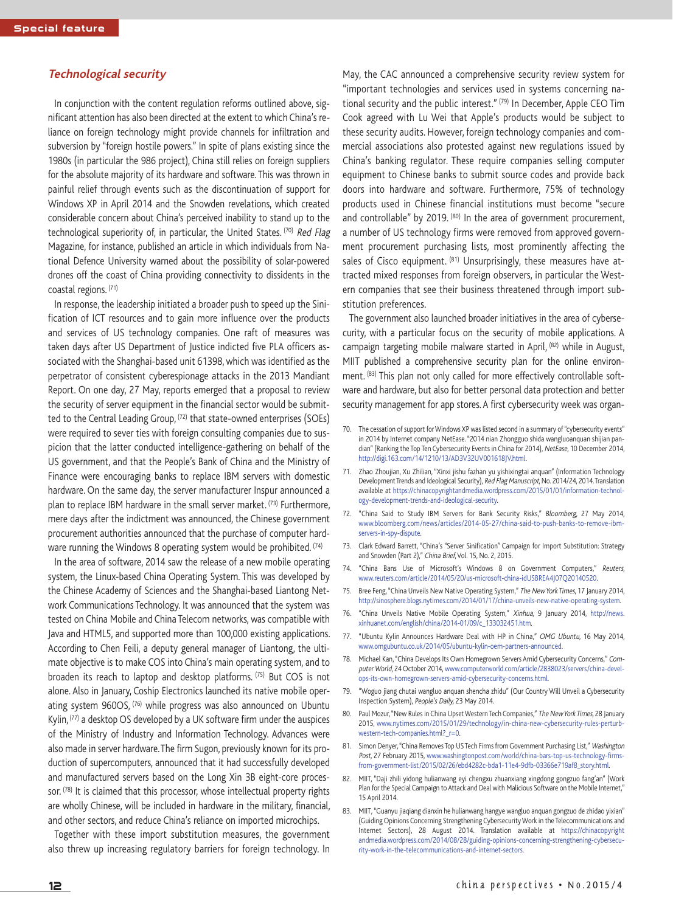## *Technological security*

In conjunction with the content regulation reforms outlined above, significant attention has also been directed at the extent to which China's reliance on foreign technology might provide channels for infiltration and subversion by "foreign hostile powers." In spite of plans existing since the 1980s (in particular the 986 project), China still relies on foreign suppliers for the absolute majority of its hardware and software. This was thrown in painful relief through events such as the discontinuation of support for Windows XP in April 2014 and the Snowden revelations, which created considerable concern about China's perceived inability to stand up to the technological superiority of, in particular, the United States. [70] *Red Flag* Magazine, for instance, published an article in which individuals from National Defence University warned about the possibility of solar-powered drones off the coast of China providing connectivity to dissidents in the coastal regions. [71]

In response, the leadership initiated a broader push to speed up the Sinification of ICT resources and to gain more influence over the products and services of US technology companies. One raft of measures was taken days after US Department of Justice indicted five PLA officers associated with the Shanghai-based unit 61398, which was identified as the perpetrator of consistent cyberespionage attacks in the 2013 Mandiant Report. On one day, 27 May, reports emerged that a proposal to review the security of server equipment in the financial sector would be submitted to the Central Leading Group, [72] that state-owned enterprises (SOEs) were required to sever ties with foreign consulting companies due to suspicion that the latter conducted intelligence-gathering on behalf of the US government, and that the People's Bank of China and the Ministry of Finance were encouraging banks to replace IBM servers with domestic hardware. On the same day, the server manufacturer Inspur announced a plan to replace IBM hardware in the small server market. [73] Furthermore, mere days after the indictment was announced, the Chinese government procurement authorities announced that the purchase of computer hardware running the Windows 8 operating system would be prohibited. [74]

In the area of software, 2014 saw the release of a new mobile operating system, the Linux-based China Operating System. This was developed by the Chinese Academy of Sciences and the Shanghai-based Liantong Network Communications Technology. It was announced that the system was tested on China Mobile and China Telecom networks, was compatible with Java and HTML5, and supported more than 100,000 existing applications. According to Chen Feili, a deputy general manager of Liantong, the ultimate objective is to make COS into China's main operating system, and to broaden its reach to laptop and desktop platforms. [75] But COS is not alone. Also in January, Coship Electronics launched its native mobile operating system 960OS, [76] while progress was also announced on Ubuntu Kylin, [77] a desktop OS developed by a UK software firm under the auspices of the Ministry of Industry and Information Technology. Advances were also made in server hardware. The firm Sugon, previously known for its production of supercomputers, announced that it had successfully developed and manufactured servers based on the Long Xin 3B eight-core processor. [78] It is claimed that this processor, whose intellectual property rights are wholly Chinese, will be included in hardware in the military, financial, and other sectors, and reduce China's reliance on imported microchips.

Together with these import substitution measures, the government also threw up increasing regulatory barriers for foreign technology. In May, the CAC announced a comprehensive security review system for "important technologies and services used in systems concerning national security and the public interest." [79] In December, Apple CEO Tim Cook agreed with Lu Wei that Apple's products would be subject to these security audits. However, foreign technology companies and commercial associations also protested against new regulations issued by China's banking regulator. These require companies selling computer equipment to Chinese banks to submit source codes and provide back doors into hardware and software. Furthermore, 75% of technology products used in Chinese financial institutions must become "secure and controllable" by 2019. [80] In the area of government procurement, a number of US technology firms were removed from approved government procurement purchasing lists, most prominently affecting the sales of Cisco equipment. [81] Unsurprisingly, these measures have attracted mixed responses from foreign observers, in particular the Western companies that see their business threatened through import substitution preferences.

The government also launched broader initiatives in the area of cybersecurity, with a particular focus on the security of mobile applications. A campaign targeting mobile malware started in April, [82] while in August, MIIT published a comprehensive security plan for the online environment. [83] This plan not only called for more effectively controllable software and hardware, but also for better personal data protection and better security management for app stores. A first cybersecurity week was organ-

70. The cessation of support for Windows XP was listed second in a summary of "cybersecurity events" in 2014 by Internet company NetEase. "2014 nian Zhongguo shida wangluoanquan shijian pandian" (Ranking the Top Ten Cybersecurity Events in China for 2014), *NetEase*, 10 December 2014, http://digi.163.com/14/1210/13/AD3V32UV001618JV.html.
71. Zhao Zhoujian, Xu Zhilian, "Xinxi jishu fazhan yu yishixingtai anquan" (Information Technology Development Trends and Ideological Security), *Red Flag Manuscript*, No. 2014/24, 2014. Translation available at https://chinacopyrightandmedia.wordpress.com/2015/01/01/information-technology-development-trends-and-ideological-security.
72. "China Said to Study IBM Servers for Bank Security Risks," *Bloomberg*, 27 May 2014, www.bloomberg.com/news/articles/2014-05-27/china-said-to-push-banks-to-remove-ibm-servers-in-spy-dispute.
73. Clark Edward Barrett, "China's "Server Sinification" Campaign for Import Substitution: Strategy and Snowden (Part 2)," *China Brief*, Vol. 15, No. 2, 2015.
74. "China Bans Use of Microsoft's Windows 8 on Government Computers," *Reuters*, www.reuters.com/article/2014/05/20/us-microsoft-china-idUSBREA4J07Q20140520.
75. Bree Feng, "China Unveils New Native Operating System," *The New York Times*, 17 January 2014, http://sinosphere.blogs.nytimes.com/2014/01/17/china-unveils-new-native-operating-system.
76. "China Unveils Native Mobile Operating System," *Xinhua*, 9 January 2014, http://news.xinhuanet.com/english/china/2014-01/09/c_133032451.htm.
77. "Ubuntu Kylin Announces Hardware Deal with HP in China," *OMG Ubuntu*, 16 May 2014, www.omgubuntu.co.uk/2014/05/ubuntu-kylin-oem-partners-announced.
78. Michael Kan, "China Develops Its Own Homegrown Servers Amid Cybersecurity Concerns," *Computer World*, 24 October 2014, www.computerworld.com/article/2838023/servers/china-develops-its-own-homegrown-servers-amid-cybersecurity-concerns.html.
79. "Woguo jiang chutai wangluo anquan shencha zhidu" (Our Country Will Unveil a Cybersecurity Inspection System), *People's Daily*, 23 May 2014.
80. Paul Mozur, "New Rules in China Upset Western Tech Companies," *The New York Times*, 28 January 2015, www.nytimes.com/2015/01/29/technology/in-china-new-cybersecurity-rules-perturb-western-tech-companies.html?_r=0.
81. Simon Denyer, "China Removes Top US Tech Firms from Government Purchasing List," *Washington Post*, 27 February 2015, www.washingtonpost.com/world/china-bars-top-us-technology-firms-from-government-list/2015/02/26/ebd4282c-bda1-11e4-9dfb-03366e719af8_story.html.
82. MIIT, "Daji zhili yidong hulianwang eyi chengxu zhuanxiang xingdong gongzuo fang'an" (Work Plan for the Special Campaign to Attack and Deal with Malicious Software on the Mobile Internet," 15 April 2014.
83. MIIT, "Guanyu jiaqiang dianxin he hulianwang hangye wangluo anquan gongzuo de zhidao yixian" (Guiding Opinions Concerning Strengthening Cybersecurity Work in the Telecommunications and Internet Sectors), 28 August 2014. Translation available at https://chinacopyrightandmedia.wordpress.com/2014/08/28/guiding-opinions-concerning-strengthening-cybersecurity-work-in-the-telecommunications-and-internet-sectors.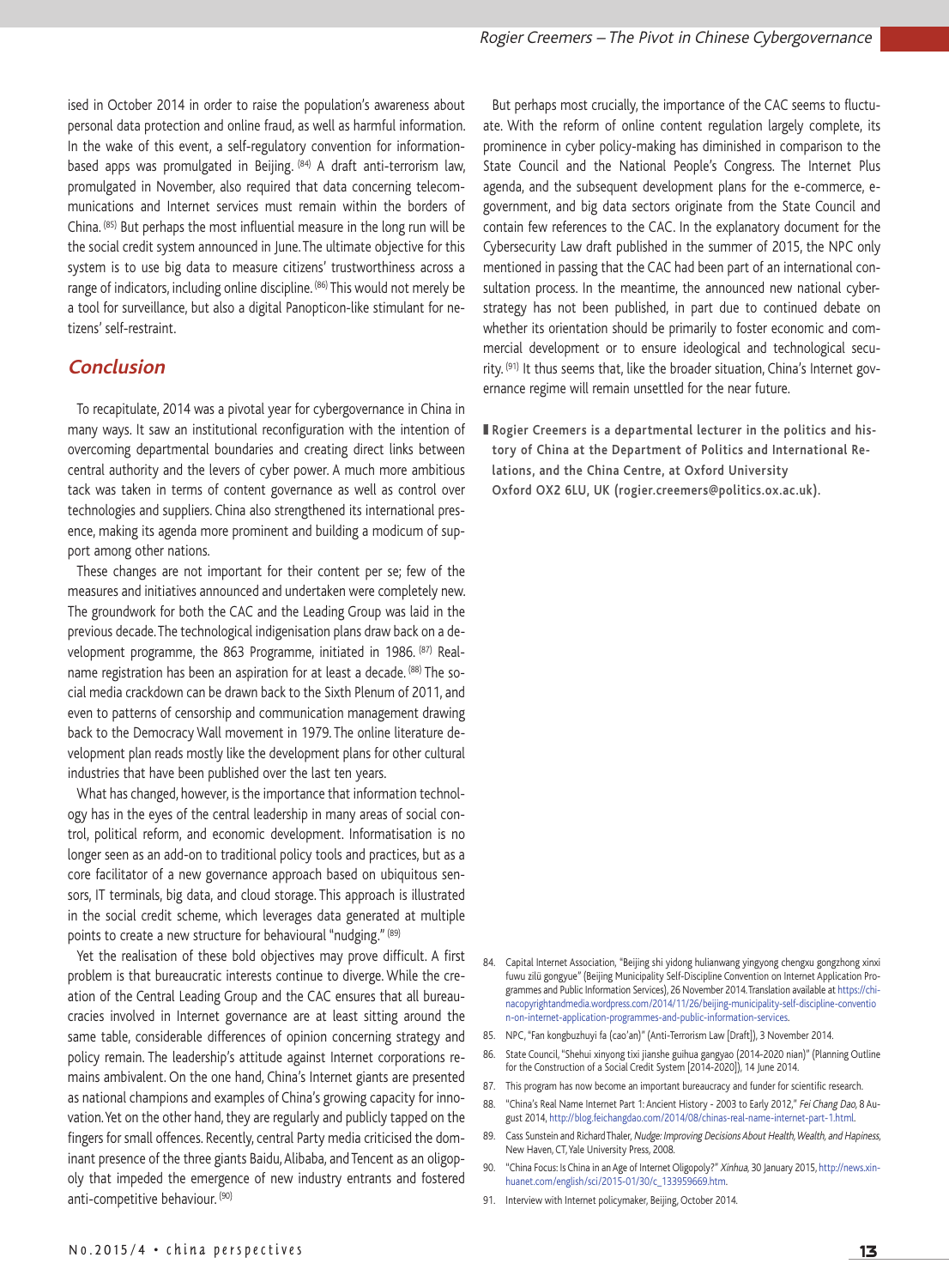ised in October 2014 in order to raise the population's awareness about personal data protection and online fraud, as well as harmful information. In the wake of this event, a self-regulatory convention for information-based apps was promulgated in Beijing. [84] A draft anti-terrorism law, promulgated in November, also required that data concerning telecommunications and Internet services must remain within the borders of China. [85] But perhaps the most influential measure in the long run will be the social credit system announced in June. The ultimate objective for this system is to use big data to measure citizens' trustworthiness across a range of indicators, including online discipline. [86] This would not merely be a tool for surveillance, but also a digital Panopticon-like stimulant for netizens' self-restraint.

## Conclusion

To recapitulate, 2014 was a pivotal year for cybergovernance in China in many ways. It saw an institutional reconfiguration with the intention of overcoming departmental boundaries and creating direct links between central authority and the levers of cyber power. A much more ambitious tack was taken in terms of content governance as well as control over technologies and suppliers. China also strengthened its international presence, making its agenda more prominent and building a modicum of support among other nations.

These changes are not important for their content per se; few of the measures and initiatives announced and undertaken were completely new. The groundwork for both the CAC and the Leading Group was laid in the previous decade. The technological indigenisation plans draw back on a development programme, the 863 Programme, initiated in 1986. [87] Real-name registration has been an aspiration for at least a decade. [88] The social media crackdown can be drawn back to the Sixth Plenum of 2011, and even to patterns of censorship and communication management drawing back to the Democracy Wall movement in 1979. The online literature development plan reads mostly like the development plans for other cultural industries that have been published over the last ten years.

What has changed, however, is the importance that information technology has in the eyes of the central leadership in many areas of social control, political reform, and economic development. Informatisation is no longer seen as an add-on to traditional policy tools and practices, but as a core facilitator of a new governance approach based on ubiquitous sensors, IT terminals, big data, and cloud storage. This approach is illustrated in the social credit scheme, which leverages data generated at multiple points to create a new structure for behavioural "nudging." [89]

Yet the realisation of these bold objectives may prove difficult. A first problem is that bureaucratic interests continue to diverge. While the creation of the Central Leading Group and the CAC ensures that all bureaucracies involved in Internet governance are at least sitting around the same table, considerable differences of opinion concerning strategy and policy remain. The leadership's attitude against Internet corporations remains ambivalent. On the one hand, China's Internet giants are presented as national champions and examples of China's growing capacity for innovation. Yet on the other hand, they are regularly and publicly tapped on the fingers for small offences. Recently, central Party media criticised the dominant presence of the three giants Baidu, Alibaba, and Tencent as an oligopoly that impeded the emergence of new industry entrants and fostered anti-competitive behaviour. [90]

But perhaps most crucially, the importance of the CAC seems to fluctuate. With the reform of online content regulation largely complete, its prominence in cyber policy-making has diminished in comparison to the State Council and the National People's Congress. The Internet Plus agenda, and the subsequent development plans for the e-commerce, e-government, and big data sectors originate from the State Council and contain few references to the CAC. In the explanatory document for the Cybersecurity Law draft published in the summer of 2015, the NPC only mentioned in passing that the CAC had been part of an international consultation process. In the meantime, the announced new national cyber-strategy has not been published, in part due to continued debate on whether its orientation should be primarily to foster economic and commercial development or to ensure ideological and technological security. [91] It thus seems that, like the broader situation, China's Internet governance regime will remain unsettled for the near future.

**Rogier Creemers is a departmental lecturer in the politics and history of China at the Department of Politics and International Relations, and the China Centre, at Oxford University Oxford OX2 6LU, UK (rogier.creemers@politics.ox.ac.uk).**

84. Capital Internet Association, "Beijing shi yidong hulianwang yingyong chengxu gongzhong xinxi fuwu zilü gongyue" (Beijing Municipality Self-Discipline Convention on Internet Application Programmes and Public Information Services), 26 November 2014. Translation available at https://chinacopyrightandmedia.wordpress.com/2014/11/26/beijing-municipality-self-discipline-convention-on-internet-application-programmes-and-public-information-services.
85. NPC, "Fan kongbuzhuyi fa (cao'an)" (Anti-Terrorism Law [Draft]), 3 November 2014.
86. State Council, "Shehui xinyong tixi jianshe guihua gangyao (2014-2020 nian)" (Planning Outline for the Construction of a Social Credit System [2014-2020]), 14 June 2014.
87. This program has now become an important bureaucracy and funder for scientific research.
88. "China's Real Name Internet Part 1: Ancient History - 2003 to Early 2012," *Fei Chang Dao*, 8 August 2014, http://blog.feichangdao.com/2014/08/chinas-real-name-internet-part-1.html.
89. Cass Sunstein and Richard Thaler, *Nudge: Improving Decisions About Health, Wealth, and Hapiness*, New Haven, CT, Yale University Press, 2008.
90. "China Focus: Is China in an Age of Internet Oligopoly?" *Xinhua*, 30 January 2015, http://news.xinhuanet.com/english/sci/2015-01/30/c_133959669.htm.
91. Interview with Internet policymaker, Beijing, October 2014.